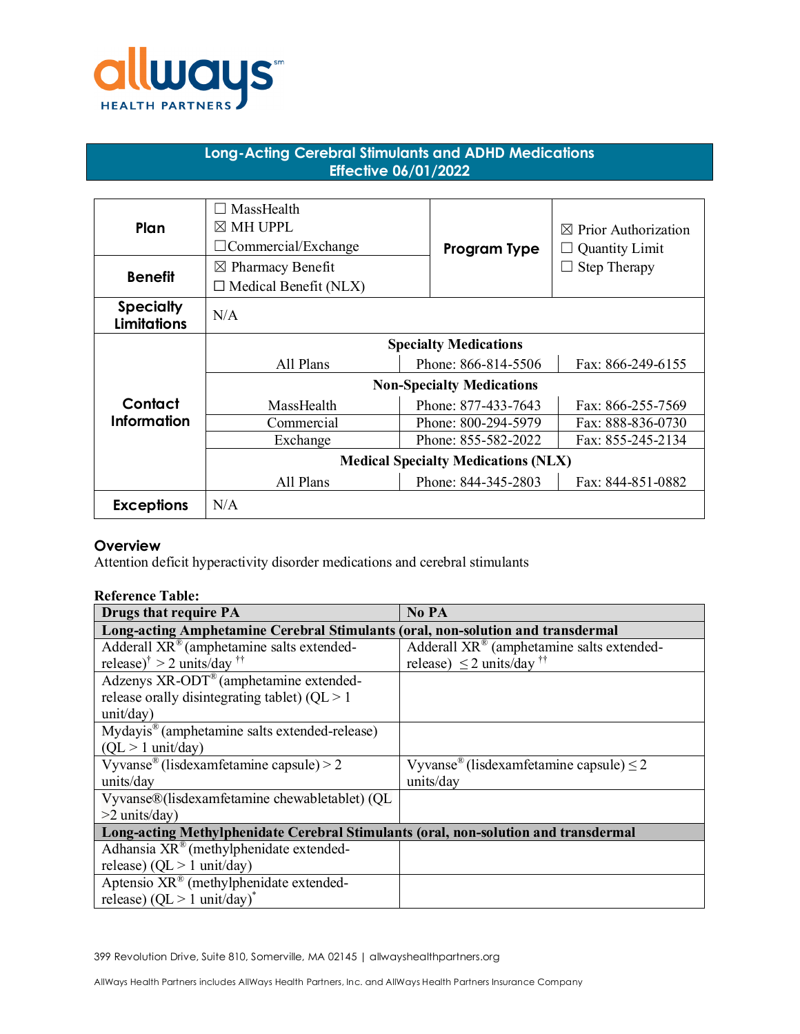allways HEALTH PARTNERS

## Long-Acting Cerebral Stimulants and ADHD Medications
## Effective 06/01/2022

| | | | |
|---|---|---|---|
| **Plan** | ☐ MassHealth<br>☒ MH UPPL<br>☐Commercial/Exchange | **Program Type** | ☒ Prior Authorization<br>☐ Quantity Limit<br>☐ Step Therapy |
| **Benefit** | ☒ Pharmacy Benefit<br>☐ Medical Benefit (NLX) | | |
| **Specialty Limitations** | N/A | | |
| **Contact Information** | **Specialty Medications** | | |
| | All Plans | Phone: 866-814-5506 | Fax: 866-249-6155 |
| | **Non-Specialty Medications** | | |
| | MassHealth | Phone: 877-433-7643 | Fax: 866-255-7569 |
| | Commercial | Phone: 800-294-5979 | Fax: 888-836-0730 |
| | Exchange | Phone: 855-582-2022 | Fax: 855-245-2134 |
| | **Medical Specialty Medications (NLX)** | | |
| | All Plans | Phone: 844-345-2803 | Fax: 844-851-0882 |
| **Exceptions** | N/A | | |

## Overview

Attention deficit hyperactivity disorder medications and cerebral stimulants

**Reference Table:**

| Drugs that require PA | No PA |
|---|---|
| **Long-acting Amphetamine Cerebral Stimulants (oral, non-solution and transdermal** | |
| Adderall XR® (amphetamine salts extended-release)† > 2 units/day †† | Adderall XR® (amphetamine salts extended-release) ≤ 2 units/day †† |
| Adzenys XR-ODT® (amphetamine extended-release orally disintegrating tablet) (QL > 1 unit/day) | |
| Mydayis® (amphetamine salts extended-release) (QL > 1 unit/day) | |
| Vyvanse® (lisdexamfetamine capsule) > 2 units/day | Vyvanse® (lisdexamfetamine capsule) ≤ 2 units/day |
| Vyvanse®(lisdexamfetamine chewabletablet) (QL >2 units/day) | |
| **Long-acting Methylphenidate Cerebral Stimulants (oral, non-solution and transdermal** | |
| Adhansia XR® (methylphenidate extended-release) (QL > 1 unit/day) | |
| Aptensio XR® (methylphenidate extended-release) (QL > 1 unit/day)* | |

399 Revolution Drive, Suite 810, Somerville, MA 02145 | allwayshealthpartners.org

AllWays Health Partners includes AllWays Health Partners, Inc. and AllWays Health Partners Insurance Company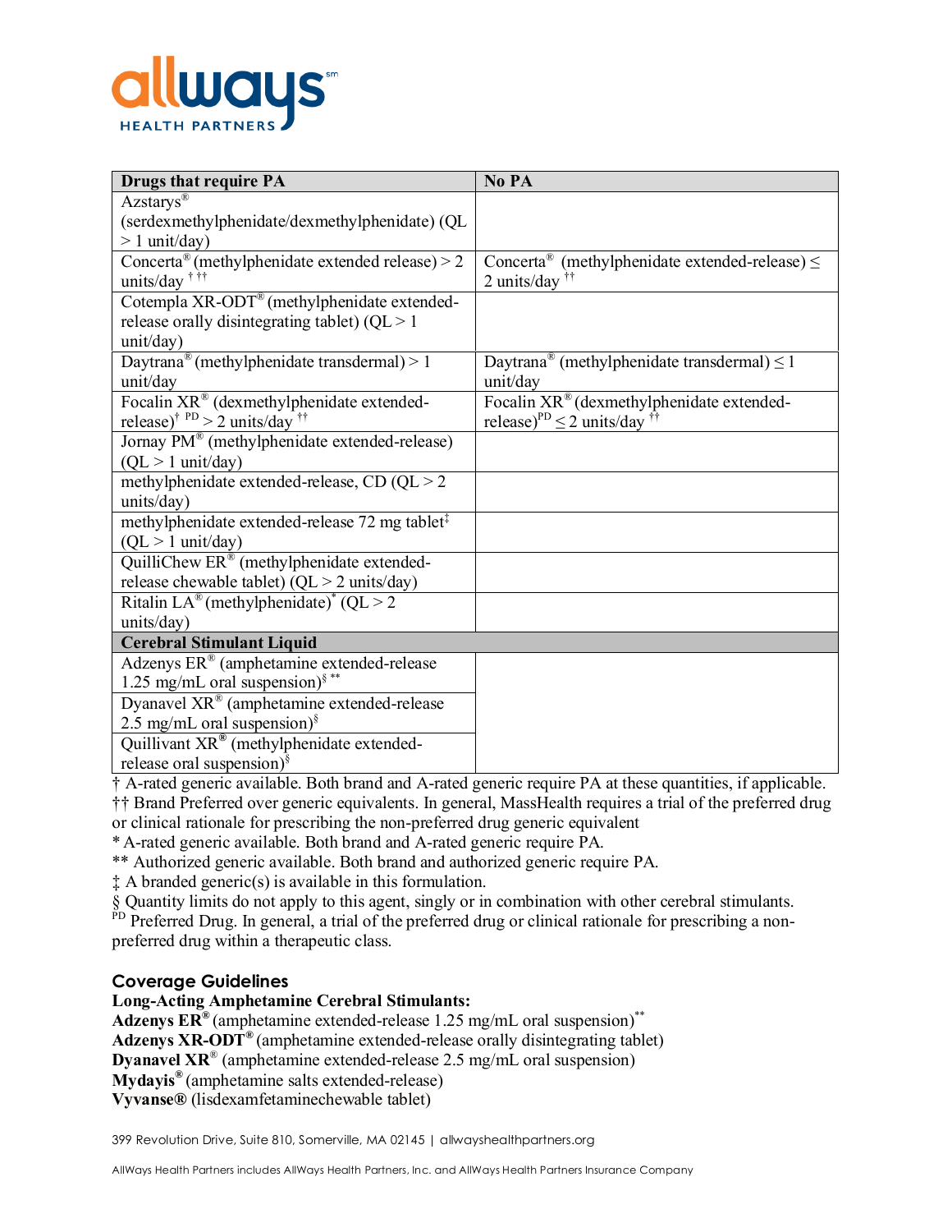| Drugs that require PA | No PA |
|---|---|
| Azstarys® (serdexmethylphenidate/dexmethylphenidate) (QL > 1 unit/day) | |
| Concerta® (methylphenidate extended release) > 2 units/day † †† | Concerta® (methylphenidate extended-release) ≤ 2 units/day †† |
| Cotempla XR-ODT® (methylphenidate extended-release orally disintegrating tablet) (QL > 1 unit/day) | |
| Daytrana® (methylphenidate transdermal) > 1 unit/day | Daytrana® (methylphenidate transdermal) ≤ 1 unit/day |
| Focalin XR® (dexmethylphenidate extended-release)† PD > 2 units/day †† | Focalin XR® (dexmethylphenidate extended-release)PD ≤ 2 units/day †† |
| Jornay PM® (methylphenidate extended-release) (QL > 1 unit/day) | |
| methylphenidate extended-release, CD (QL > 2 units/day) | |
| methylphenidate extended-release 72 mg tablet‡ (QL > 1 unit/day) | |
| QuilliChew ER® (methylphenidate extended-release chewable tablet) (QL > 2 units/day) | |
| Ritalin LA® (methylphenidate)* (QL > 2 units/day) | |
| **Cerebral Stimulant Liquid** | |
| Adzenys ER® (amphetamine extended-release 1.25 mg/mL oral suspension)§ ** | |
| Dyanavel XR® (amphetamine extended-release 2.5 mg/mL oral suspension)§ | |
| Quillivant XR® (methylphenidate extended-release oral suspension)§ | |

† A-rated generic available. Both brand and A-rated generic require PA at these quantities, if applicable.
†† Brand Preferred over generic equivalents. In general, MassHealth requires a trial of the preferred drug or clinical rationale for prescribing the non-preferred drug generic equivalent
* A-rated generic available. Both brand and A-rated generic require PA.
** Authorized generic available. Both brand and authorized generic require PA.
‡ A branded generic(s) is available in this formulation.
§ Quantity limits do not apply to this agent, singly or in combination with other cerebral stimulants.
PD Preferred Drug. In general, a trial of the preferred drug or clinical rationale for prescribing a non-preferred drug within a therapeutic class.

## Coverage Guidelines

**Long-Acting Amphetamine Cerebral Stimulants:**
**Adzenys ER®** (amphetamine extended-release 1.25 mg/mL oral suspension)**
**Adzenys XR-ODT®** (amphetamine extended-release orally disintegrating tablet)
**Dyanavel XR®** (amphetamine extended-release 2.5 mg/mL oral suspension)
**Mydayis®** (amphetamine salts extended-release)
**Vyvanse®** (lisdexamfetaminechewable tablet)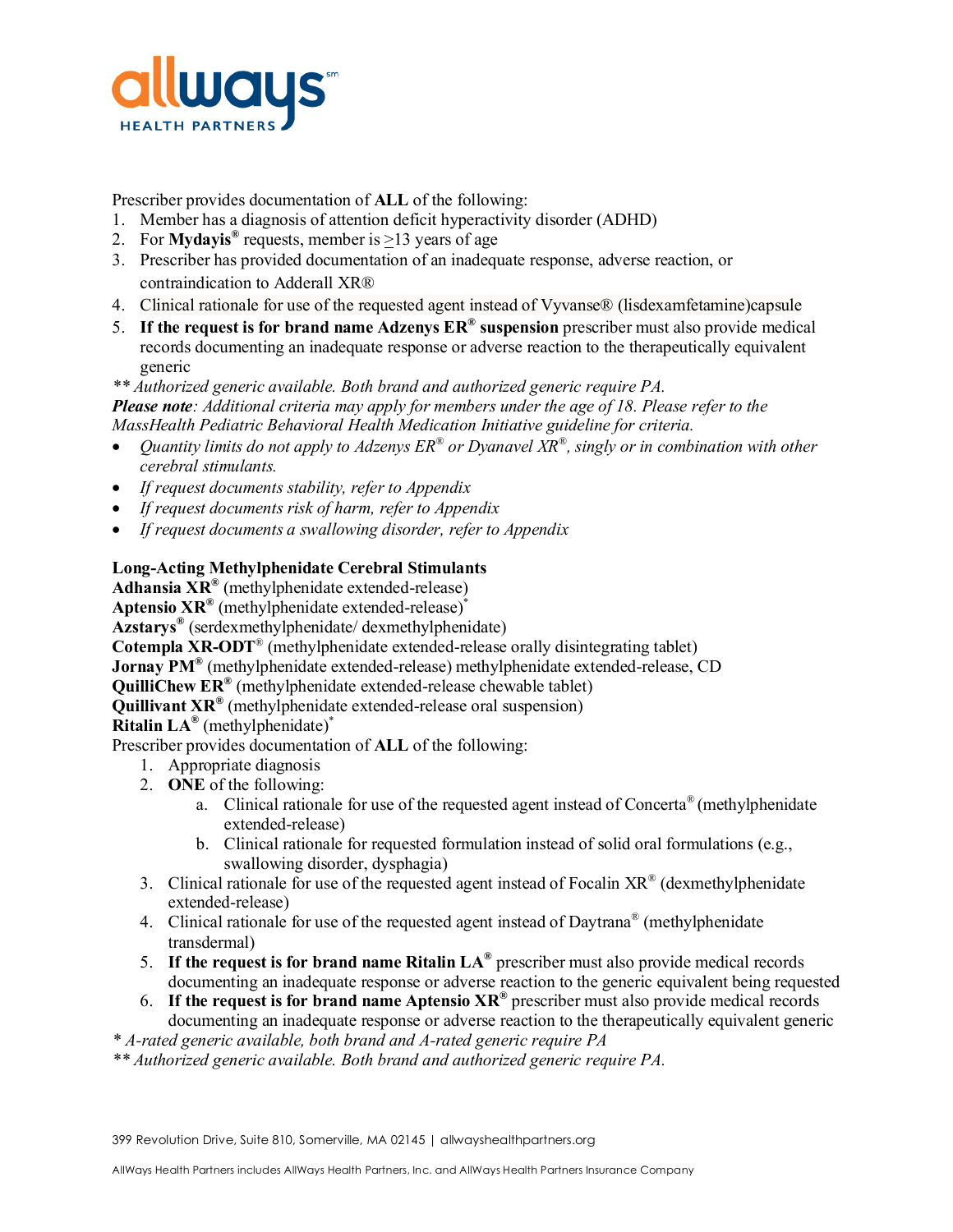Prescriber provides documentation of **ALL** of the following:

1. Member has a diagnosis of attention deficit hyperactivity disorder (ADHD)
2. For **Mydayis®** requests, member is ≥13 years of age
3. Prescriber has provided documentation of an inadequate response, adverse reaction, or contraindication to Adderall XR®
4. Clinical rationale for use of the requested agent instead of Vyvanse® (lisdexamfetamine)capsule
5. **If the request is for brand name Adzenys ER® suspension** prescriber must also provide medical records documenting an inadequate response or adverse reaction to the therapeutically equivalent generic

*** Authorized generic available. Both brand and authorized generic require PA.*

***Please note**: Additional criteria may apply for members under the age of 18. Please refer to the MassHealth Pediatric Behavioral Health Medication Initiative guideline for criteria.*

- *Quantity limits do not apply to Adzenys ER® or Dyanavel XR®, singly or in combination with other cerebral stimulants.*
- *If request documents stability, refer to Appendix*
- *If request documents risk of harm, refer to Appendix*
- *If request documents a swallowing disorder, refer to Appendix*

**Long-Acting Methylphenidate Cerebral Stimulants**
**Adhansia XR®** (methylphenidate extended-release)
**Aptensio XR®** (methylphenidate extended-release)*
**Azstarys®** (serdexmethylphenidate/ dexmethylphenidate)
**Cotempla XR-ODT®** (methylphenidate extended-release orally disintegrating tablet)
**Jornay PM®** (methylphenidate extended-release) methylphenidate extended-release, CD
**QuilliChew ER®** (methylphenidate extended-release chewable tablet)
**Quillivant XR®** (methylphenidate extended-release oral suspension)
**Ritalin LA®** (methylphenidate)*

Prescriber provides documentation of **ALL** of the following:

1. Appropriate diagnosis
2. **ONE** of the following:
   a. Clinical rationale for use of the requested agent instead of Concerta® (methylphenidate extended-release)
   b. Clinical rationale for requested formulation instead of solid oral formulations (e.g., swallowing disorder, dysphagia)
3. Clinical rationale for use of the requested agent instead of Focalin XR® (dexmethylphenidate extended-release)
4. Clinical rationale for use of the requested agent instead of Daytrana® (methylphenidate transdermal)
5. **If the request is for brand name Ritalin LA®** prescriber must also provide medical records documenting an inadequate response or adverse reaction to the generic equivalent being requested
6. **If the request is for brand name Aptensio XR®** prescriber must also provide medical records documenting an inadequate response or adverse reaction to the therapeutically equivalent generic

** A-rated generic available, both brand and A-rated generic require PA*

*** Authorized generic available. Both brand and authorized generic require PA.*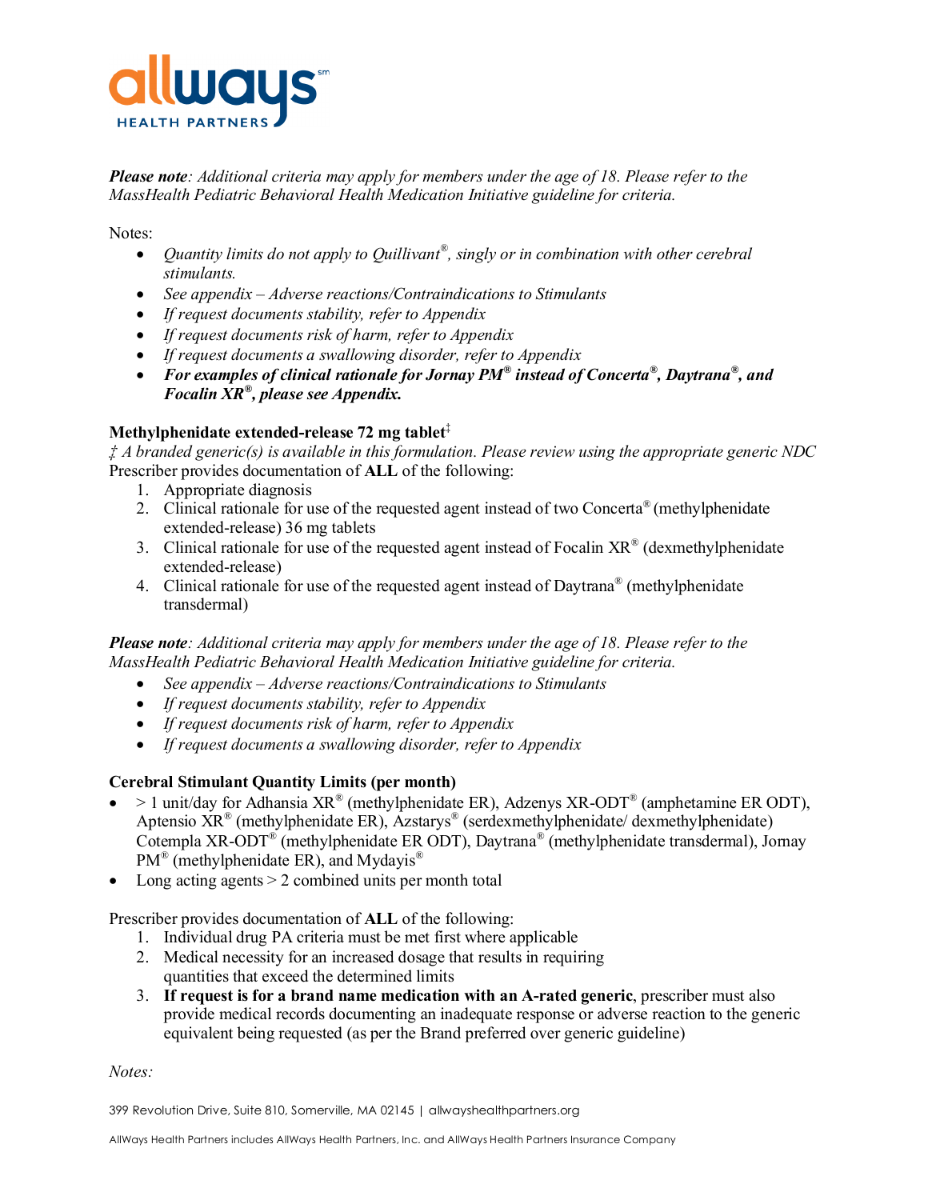***Please note**: Additional criteria may apply for members under the age of 18. Please refer to the MassHealth Pediatric Behavioral Health Medication Initiative guideline for criteria.*

Notes:

- *Quantity limits do not apply to Quillivant®, singly or in combination with other cerebral stimulants.*
- *See appendix – Adverse reactions/Contraindications to Stimulants*
- *If request documents stability, refer to Appendix*
- *If request documents risk of harm, refer to Appendix*
- *If request documents a swallowing disorder, refer to Appendix*
- ***For examples of clinical rationale for Jornay PM® instead of Concerta®, Daytrana®, and Focalin XR®, please see Appendix.***

**Methylphenidate extended-release 72 mg tablet‡**

*‡ A branded generic(s) is available in this formulation. Please review using the appropriate generic NDC*

Prescriber provides documentation of **ALL** of the following:

1. Appropriate diagnosis
2. Clinical rationale for use of the requested agent instead of two Concerta® (methylphenidate extended-release) 36 mg tablets
3. Clinical rationale for use of the requested agent instead of Focalin XR® (dexmethylphenidate extended-release)
4. Clinical rationale for use of the requested agent instead of Daytrana® (methylphenidate transdermal)

***Please note**: Additional criteria may apply for members under the age of 18. Please refer to the MassHealth Pediatric Behavioral Health Medication Initiative guideline for criteria.*

- *See appendix – Adverse reactions/Contraindications to Stimulants*
- *If request documents stability, refer to Appendix*
- *If request documents risk of harm, refer to Appendix*
- *If request documents a swallowing disorder, refer to Appendix*

**Cerebral Stimulant Quantity Limits (per month)**

- > 1 unit/day for Adhansia XR® (methylphenidate ER), Adzenys XR-ODT® (amphetamine ER ODT), Aptensio XR® (methylphenidate ER), Azstarys® (serdexmethylphenidate/ dexmethylphenidate) Cotempla XR-ODT® (methylphenidate ER ODT), Daytrana® (methylphenidate transdermal), Jornay PM® (methylphenidate ER), and Mydayis®
- Long acting agents > 2 combined units per month total

Prescriber provides documentation of **ALL** of the following:

1. Individual drug PA criteria must be met first where applicable
2. Medical necessity for an increased dosage that results in requiring quantities that exceed the determined limits
3. **If request is for a brand name medication with an A-rated generic**, prescriber must also provide medical records documenting an inadequate response or adverse reaction to the generic equivalent being requested (as per the Brand preferred over generic guideline)

*Notes:*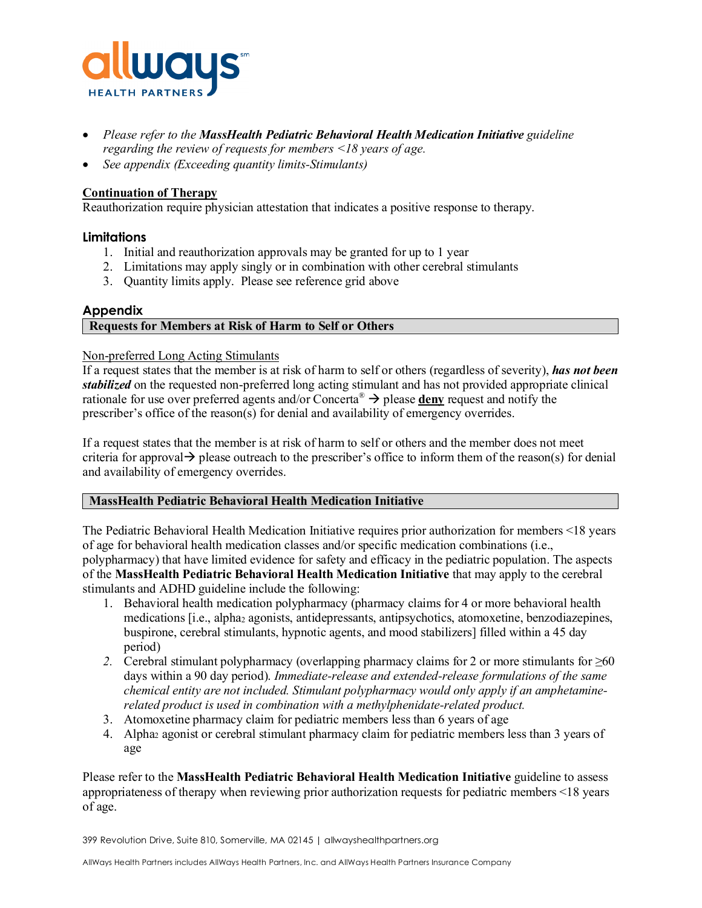- *Please refer to the* ***MassHealth Pediatric Behavioral Health Medication Initiative*** *guideline regarding the review of requests for members <18 years of age.*
- *See appendix (Exceeding quantity limits-Stimulants)*

**Continuation of Therapy**

Reauthorization require physician attestation that indicates a positive response to therapy.

### Limitations

1. Initial and reauthorization approvals may be granted for up to 1 year
2. Limitations may apply singly or in combination with other cerebral stimulants
3. Quantity limits apply. Please see reference grid above

### Appendix

**Requests for Members at Risk of Harm to Self or Others**

Non-preferred Long Acting Stimulants

If a request states that the member is at risk of harm to self or others (regardless of severity), ***has not been stabilized*** on the requested non-preferred long acting stimulant and has not provided appropriate clinical rationale for use over preferred agents and/or Concerta® → please **deny** request and notify the prescriber's office of the reason(s) for denial and availability of emergency overrides.

If a request states that the member is at risk of harm to self or others and the member does not meet criteria for approval→ please outreach to the prescriber's office to inform them of the reason(s) for denial and availability of emergency overrides.

**MassHealth Pediatric Behavioral Health Medication Initiative**

The Pediatric Behavioral Health Medication Initiative requires prior authorization for members <18 years of age for behavioral health medication classes and/or specific medication combinations (i.e., polypharmacy) that have limited evidence for safety and efficacy in the pediatric population. The aspects of the **MassHealth Pediatric Behavioral Health Medication Initiative** that may apply to the cerebral stimulants and ADHD guideline include the following:

1. Behavioral health medication polypharmacy (pharmacy claims for 4 or more behavioral health medications [i.e., alpha$_2$ agonists, antidepressants, antipsychotics, atomoxetine, benzodiazepines, buspirone, cerebral stimulants, hypnotic agents, and mood stabilizers] filled within a 45 day period)
2. Cerebral stimulant polypharmacy (overlapping pharmacy claims for 2 or more stimulants for ≥60 days within a 90 day period). *Immediate-release and extended-release formulations of the same chemical entity are not included. Stimulant polypharmacy would only apply if an amphetamine-related product is used in combination with a methylphenidate-related product.*
3. Atomoxetine pharmacy claim for pediatric members less than 6 years of age
4. Alpha$_2$ agonist or cerebral stimulant pharmacy claim for pediatric members less than 3 years of age

Please refer to the **MassHealth Pediatric Behavioral Health Medication Initiative** guideline to assess appropriateness of therapy when reviewing prior authorization requests for pediatric members <18 years of age.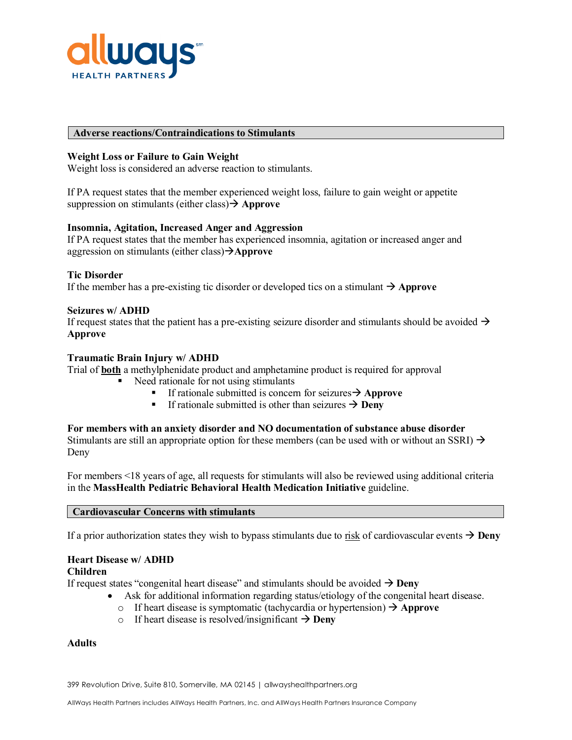## Adverse reactions/Contraindications to Stimulants

**Weight Loss or Failure to Gain Weight**
Weight loss is considered an adverse reaction to stimulants.

If PA request states that the member experienced weight loss, failure to gain weight or appetite suppression on stimulants (either class)→ **Approve**

**Insomnia, Agitation, Increased Anger and Aggression**
If PA request states that the member has experienced insomnia, agitation or increased anger and aggression on stimulants (either class)→**Approve**

**Tic Disorder**
If the member has a pre-existing tic disorder or developed tics on a stimulant → **Approve**

**Seizures w/ ADHD**
If request states that the patient has a pre-existing seizure disorder and stimulants should be avoided → **Approve**

**Traumatic Brain Injury w/ ADHD**
Trial of **both** a methylphenidate product and amphetamine product is required for approval

- Need rationale for not using stimulants
  - If rationale submitted is concern for seizures→ **Approve**
  - If rationale submitted is other than seizures → **Deny**

**For members with an anxiety disorder and NO documentation of substance abuse disorder**
Stimulants are still an appropriate option for these members (can be used with or without an SSRI) → Deny

For members <18 years of age, all requests for stimulants will also be reviewed using additional criteria in the **MassHealth Pediatric Behavioral Health Medication Initiative** guideline.

## Cardiovascular Concerns with stimulants

If a prior authorization states they wish to bypass stimulants due to risk of cardiovascular events → **Deny**

**Heart Disease w/ ADHD**
**Children**
If request states "congenital heart disease" and stimulants should be avoided → **Deny**

- Ask for additional information regarding status/etiology of the congenital heart disease.
  - If heart disease is symptomatic (tachycardia or hypertension) → **Approve**
  - If heart disease is resolved/insignificant → **Deny**

**Adults**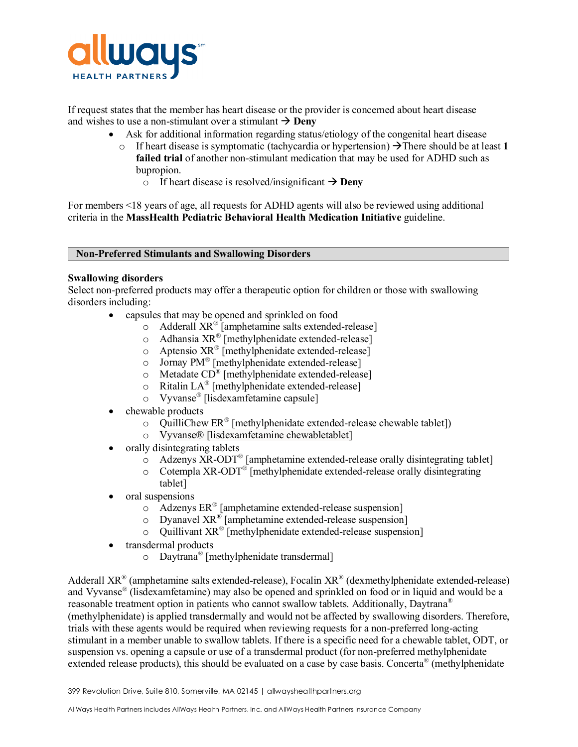If request states that the member has heart disease or the provider is concerned about heart disease and wishes to use a non-stimulant over a stimulant → **Deny**

- Ask for additional information regarding status/etiology of the congenital heart disease
  - If heart disease is symptomatic (tachycardia or hypertension) →There should be at least **1 failed trial** of another non-stimulant medication that may be used for ADHD such as bupropion.
    - If heart disease is resolved/insignificant → **Deny**

For members <18 years of age, all requests for ADHD agents will also be reviewed using additional criteria in the **MassHealth Pediatric Behavioral Health Medication Initiative** guideline.

## Non-Preferred Stimulants and Swallowing Disorders

**Swallowing disorders**
Select non-preferred products may offer a therapeutic option for children or those with swallowing disorders including:

- capsules that may be opened and sprinkled on food
  - Adderall XR® [amphetamine salts extended-release]
  - Adhansia XR® [methylphenidate extended-release]
  - Aptensio XR® [methylphenidate extended-release]
  - Jornay PM® [methylphenidate extended-release]
  - Metadate CD® [methylphenidate extended-release]
  - Ritalin LA® [methylphenidate extended-release]
  - Vyvanse® [lisdexamfetamine capsule]
- chewable products
  - QuilliChew ER® [methylphenidate extended-release chewable tablet])
  - Vyvanse® [lisdexamfetamine chewabletablet]
- orally disintegrating tablets
  - Adzenys XR-ODT® [amphetamine extended-release orally disintegrating tablet]
  - Cotempla XR-ODT® [methylphenidate extended-release orally disintegrating tablet]
- oral suspensions
  - Adzenys ER® [amphetamine extended-release suspension]
  - Dyanavel XR® [amphetamine extended-release suspension]
  - Quillivant XR® [methylphenidate extended-release suspension]
- transdermal products
  - Daytrana® [methylphenidate transdermal]

Adderall XR® (amphetamine salts extended-release), Focalin XR® (dexmethylphenidate extended-release) and Vyvanse® (lisdexamfetamine) may also be opened and sprinkled on food or in liquid and would be a reasonable treatment option in patients who cannot swallow tablets. Additionally, Daytrana® (methylphenidate) is applied transdermally and would not be affected by swallowing disorders. Therefore, trials with these agents would be required when reviewing requests for a non-preferred long-acting stimulant in a member unable to swallow tablets. If there is a specific need for a chewable tablet, ODT, or suspension vs. opening a capsule or use of a transdermal product (for non-preferred methylphenidate extended release products), this should be evaluated on a case by case basis. Concerta® (methylphenidate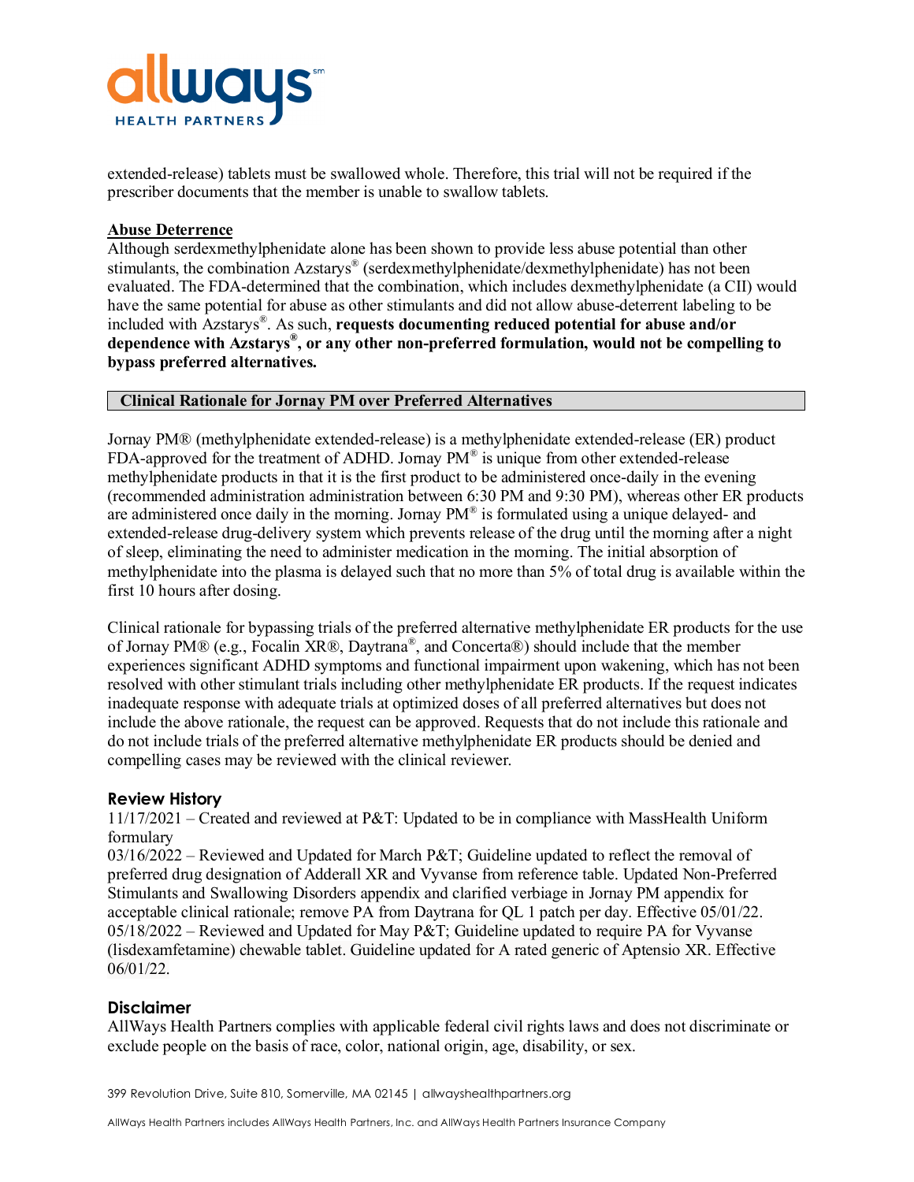extended-release) tablets must be swallowed whole. Therefore, this trial will not be required if the prescriber documents that the member is unable to swallow tablets.

**Abuse Deterrence**

Although serdexmethylphenidate alone has been shown to provide less abuse potential than other stimulants, the combination Azstarys® (serdexmethylphenidate/dexmethylphenidate) has not been evaluated. The FDA-determined that the combination, which includes dexmethylphenidate (a CII) would have the same potential for abuse as other stimulants and did not allow abuse-deterrent labeling to be included with Azstarys®. As such, **requests documenting reduced potential for abuse and/or dependence with Azstarys®, or any other non-preferred formulation, would not be compelling to bypass preferred alternatives.**

## Clinical Rationale for Jornay PM over Preferred Alternatives

Jornay PM® (methylphenidate extended-release) is a methylphenidate extended-release (ER) product FDA-approved for the treatment of ADHD. Jornay PM® is unique from other extended-release methylphenidate products in that it is the first product to be administered once-daily in the evening (recommended administration administration between 6:30 PM and 9:30 PM), whereas other ER products are administered once daily in the morning. Jornay PM® is formulated using a unique delayed- and extended-release drug-delivery system which prevents release of the drug until the morning after a night of sleep, eliminating the need to administer medication in the morning. The initial absorption of methylphenidate into the plasma is delayed such that no more than 5% of total drug is available within the first 10 hours after dosing.

Clinical rationale for bypassing trials of the preferred alternative methylphenidate ER products for the use of Jornay PM® (e.g., Focalin XR®, Daytrana®, and Concerta®) should include that the member experiences significant ADHD symptoms and functional impairment upon wakening, which has not been resolved with other stimulant trials including other methylphenidate ER products. If the request indicates inadequate response with adequate trials at optimized doses of all preferred alternatives but does not include the above rationale, the request can be approved. Requests that do not include this rationale and do not include trials of the preferred alternative methylphenidate ER products should be denied and compelling cases may be reviewed with the clinical reviewer.

## Review History

11/17/2021 – Created and reviewed at P&T: Updated to be in compliance with MassHealth Uniform formulary

03/16/2022 – Reviewed and Updated for March P&T; Guideline updated to reflect the removal of preferred drug designation of Adderall XR and Vyvanse from reference table. Updated Non-Preferred Stimulants and Swallowing Disorders appendix and clarified verbiage in Jornay PM appendix for acceptable clinical rationale; remove PA from Daytrana for QL 1 patch per day. Effective 05/01/22.

05/18/2022 – Reviewed and Updated for May P&T; Guideline updated to require PA for Vyvanse (lisdexamfetamine) chewable tablet. Guideline updated for A rated generic of Aptensio XR. Effective 06/01/22.

## Disclaimer

AllWays Health Partners complies with applicable federal civil rights laws and does not discriminate or exclude people on the basis of race, color, national origin, age, disability, or sex.